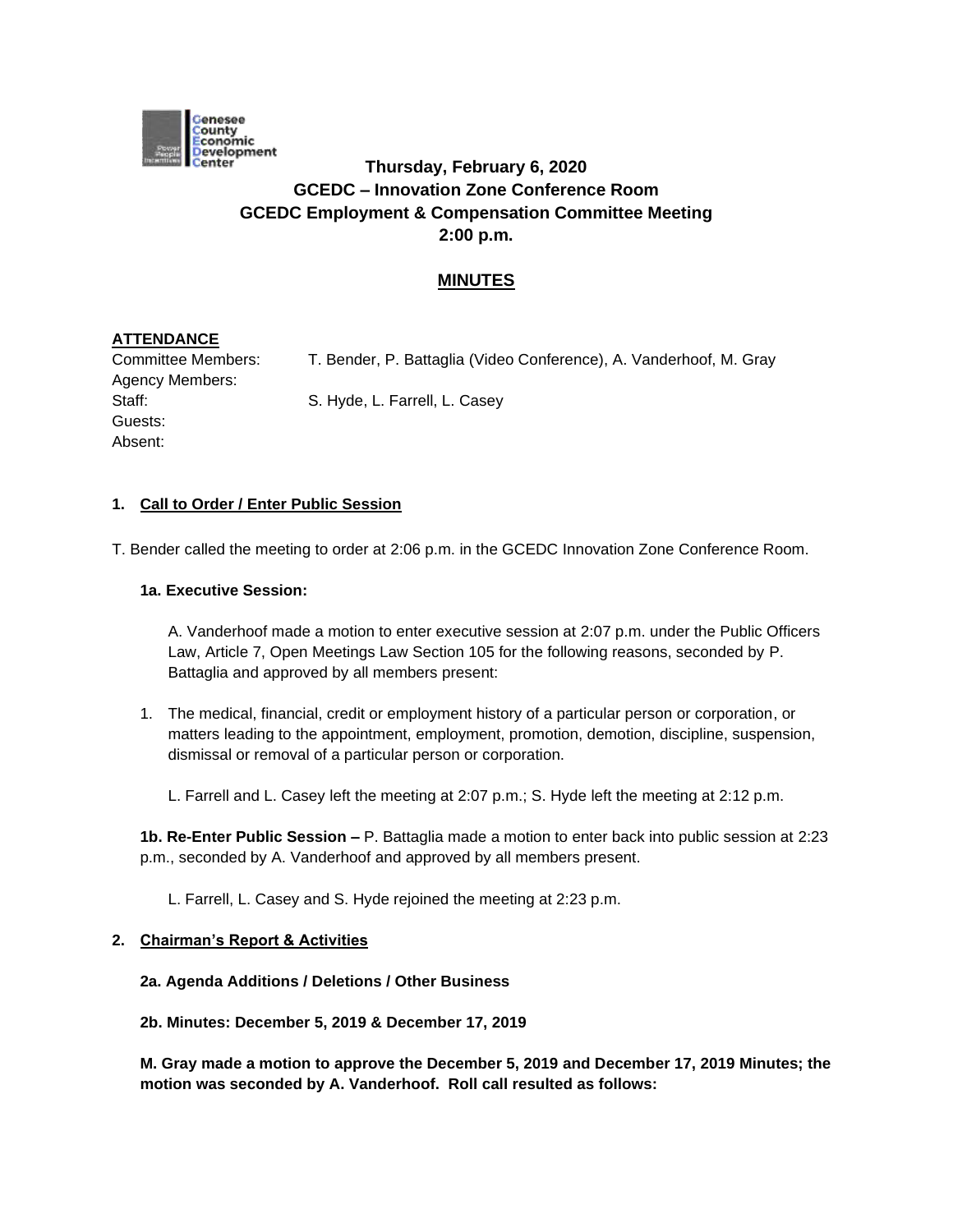**Thursday, February 6, 2020**
**GCEDC – Innovation Zone Conference Room**
**GCEDC Employment & Compensation Committee Meeting**
**2:00 p.m.**

## MINUTES

**ATTENDANCE**

Committee Members: T. Bender, P. Battaglia (Video Conference), A. Vanderhoof, M. Gray
Agency Members:
Staff: S. Hyde, L. Farrell, L. Casey
Guests:
Absent:

**1. Call to Order / Enter Public Session**

T. Bender called the meeting to order at 2:06 p.m. in the GCEDC Innovation Zone Conference Room.

**1a. Executive Session:**

A. Vanderhoof made a motion to enter executive session at 2:07 p.m. under the Public Officers Law, Article 7, Open Meetings Law Section 105 for the following reasons, seconded by P. Battaglia and approved by all members present:

1. The medical, financial, credit or employment history of a particular person or corporation, or matters leading to the appointment, employment, promotion, demotion, discipline, suspension, dismissal or removal of a particular person or corporation.

   L. Farrell and L. Casey left the meeting at 2:07 p.m.; S. Hyde left the meeting at 2:12 p.m.

**1b. Re-Enter Public Session –** P. Battaglia made a motion to enter back into public session at 2:23 p.m., seconded by A. Vanderhoof and approved by all members present.

L. Farrell, L. Casey and S. Hyde rejoined the meeting at 2:23 p.m.

**2. Chairman's Report & Activities**

**2a. Agenda Additions / Deletions / Other Business**

**2b. Minutes: December 5, 2019 & December 17, 2019**

**M. Gray made a motion to approve the December 5, 2019 and December 17, 2019 Minutes; the motion was seconded by A. Vanderhoof. Roll call resulted as follows:**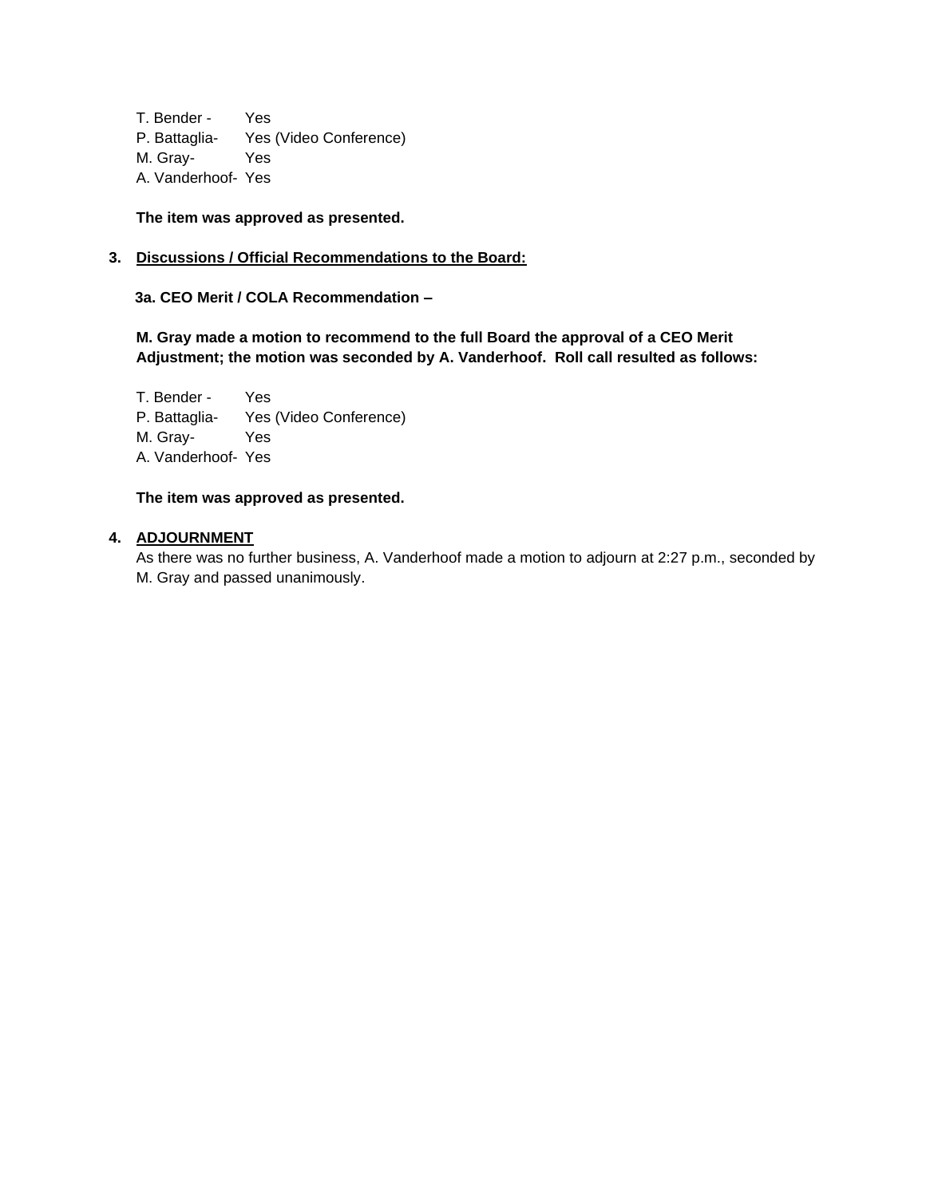T. Bender - Yes
P. Battaglia- Yes (Video Conference)
M. Gray- Yes
A. Vanderhoof- Yes

**The item was approved as presented.**

**3. <u>Discussions / Official Recommendations to the Board:</u>**

**3a. CEO Merit / COLA Recommendation –**

**M. Gray made a motion to recommend to the full Board the approval of a CEO Merit Adjustment; the motion was seconded by A. Vanderhoof. Roll call resulted as follows:**

T. Bender - Yes
P. Battaglia- Yes (Video Conference)
M. Gray- Yes
A. Vanderhoof- Yes

**The item was approved as presented.**

**4. <u>ADJOURNMENT</u>**

As there was no further business, A. Vanderhoof made a motion to adjourn at 2:27 p.m., seconded by M. Gray and passed unanimously.